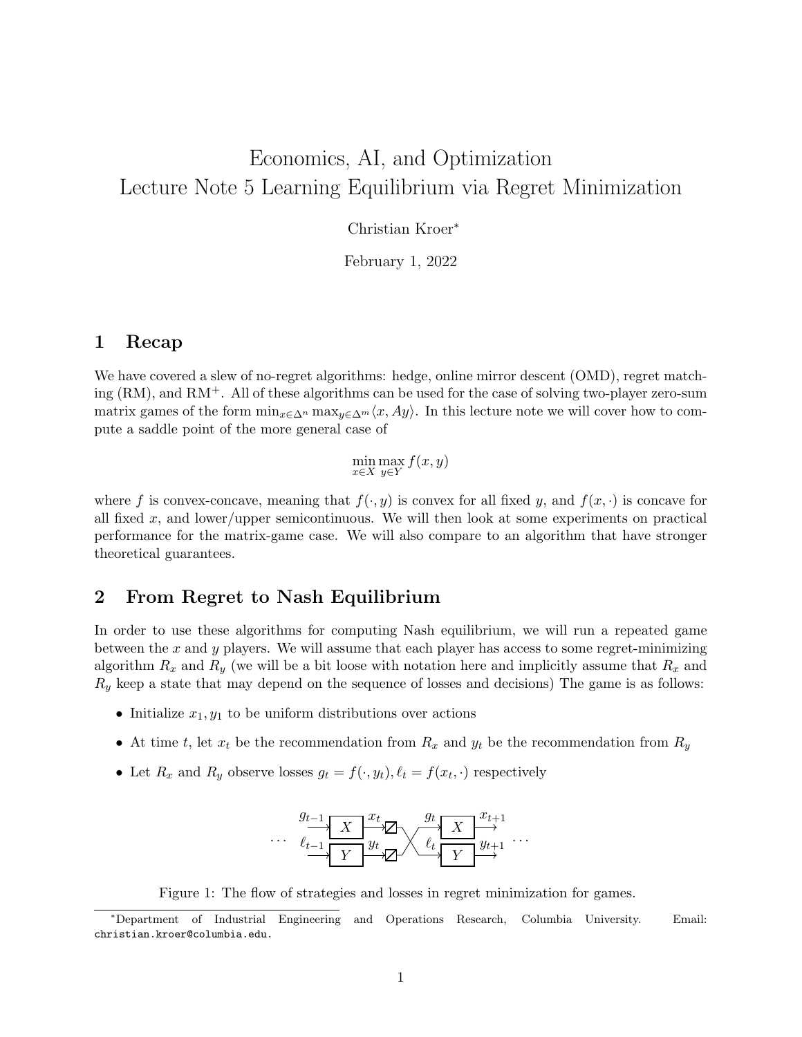# Economics, AI, and Optimization
# Lecture Note 5 Learning Equilibrium via Regret Minimization

Christian Kroer*

February 1, 2022

## 1 Recap

We have covered a slew of no-regret algorithms: hedge, online mirror descent (OMD), regret matching (RM), and RM$^+$. All of these algorithms can be used for the case of solving two-player zero-sum matrix games of the form $\min_{x \in \Delta^n} \max_{y \in \Delta^m} \langle x, Ay \rangle$. In this lecture note we will cover how to compute a saddle point of the more general case of

$$\min_{x \in X} \max_{y \in Y} f(x, y)$$

where $f$ is convex-concave, meaning that $f(\cdot, y)$ is convex for all fixed $y$, and $f(x, \cdot)$ is concave for all fixed $x$, and lower/upper semicontinuous. We will then look at some experiments on practical performance for the matrix-game case. We will also compare to an algorithm that have stronger theoretical guarantees.

## 2 From Regret to Nash Equilibrium

In order to use these algorithms for computing Nash equilibrium, we will run a repeated game between the $x$ and $y$ players. We will assume that each player has access to some regret-minimizing algorithm $R_x$ and $R_y$ (we will be a bit loose with notation here and implicitly assume that $R_x$ and $R_y$ keep a state that may depend on the sequence of losses and decisions) The game is as follows:

- Initialize $x_1, y_1$ to be uniform distributions over actions
- At time $t$, let $x_t$ be the recommendation from $R_x$ and $y_t$ be the recommendation from $R_y$
- Let $R_x$ and $R_y$ observe losses $g_t = f(\cdot, y_t), \ell_t = f(x_t, \cdot)$ respectively

Figure 1: The flow of strategies and losses in regret minimization for games.

*Department of Industrial Engineering and Operations Research, Columbia University. Email: christian.kroer@columbia.edu.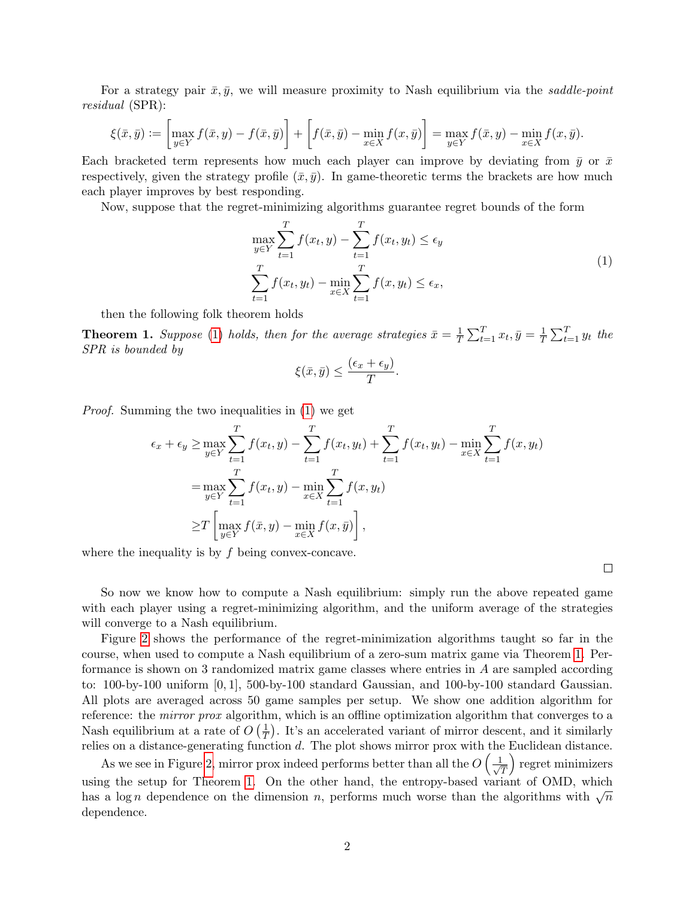For a strategy pair $\bar{x}, \bar{y}$, we will measure proximity to Nash equilibrium via the *saddle-point residual* (SPR):

$$\xi(\bar{x}, \bar{y}) := \left[\max_{y \in Y} f(\bar{x}, y) - f(\bar{x}, \bar{y})\right] + \left[f(\bar{x}, \bar{y}) - \min_{x \in X} f(x, \bar{y})\right] = \max_{y \in Y} f(\bar{x}, y) - \min_{x \in X} f(x, \bar{y}).$$

Each bracketed term represents how much each player can improve by deviating from $\bar{y}$ or $\bar{x}$ respectively, given the strategy profile $(\bar{x}, \bar{y})$. In game-theoretic terms the brackets are how much each player improves by best responding.

Now, suppose that the regret-minimizing algorithms guarantee regret bounds of the form

$$\begin{aligned} \max_{y \in Y} \sum_{t=1}^{T} f(x_t, y) - \sum_{t=1}^{T} f(x_t, y_t) &\leq \epsilon_y \\ \sum_{t=1}^{T} f(x_t, y_t) - \min_{x \in X} \sum_{t=1}^{T} f(x, y_t) &\leq \epsilon_x, \end{aligned} \tag{1}$$

then the following folk theorem holds

**Theorem 1.** *Suppose (1) holds, then for the average strategies $\bar{x} = \frac{1}{T}\sum_{t=1}^{T} x_t, \bar{y} = \frac{1}{T}\sum_{t=1}^{T} y_t$ the SPR is bounded by*

$$\xi(\bar{x}, \bar{y}) \leq \frac{(\epsilon_x + \epsilon_y)}{T}.$$

*Proof.* Summing the two inequalities in (1) we get

$$\begin{aligned} \epsilon_x + \epsilon_y \geq& \max_{y \in Y} \sum_{t=1}^{T} f(x_t, y) - \sum_{t=1}^{T} f(x_t, y_t) + \sum_{t=1}^{T} f(x_t, y_t) - \min_{x \in X} \sum_{t=1}^{T} f(x, y_t) \\ =& \max_{y \in Y} \sum_{t=1}^{T} f(x_t, y) - \min_{x \in X} \sum_{t=1}^{T} f(x, y_t) \\ \geq& T\left[\max_{y \in Y} f(\bar{x}, y) - \min_{x \in X} f(x, \bar{y})\right], \end{aligned}$$

where the inequality is by $f$ being convex-concave.

□

So now we know how to compute a Nash equilibrium: simply run the above repeated game with each player using a regret-minimizing algorithm, and the uniform average of the strategies will converge to a Nash equilibrium.

Figure 2 shows the performance of the regret-minimization algorithms taught so far in the course, when used to compute a Nash equilibrium of a zero-sum matrix game via Theorem 1. Performance is shown on 3 randomized matrix game classes where entries in $A$ are sampled according to: 100-by-100 uniform $[0, 1]$, 500-by-100 standard Gaussian, and 100-by-100 standard Gaussian. All plots are averaged across 50 game samples per setup. We show one addition algorithm for reference: the *mirror prox* algorithm, which is an offline optimization algorithm that converges to a Nash equilibrium at a rate of $O\left(\frac{1}{T}\right)$. It's an accelerated variant of mirror descent, and it similarly relies on a distance-generating function $d$. The plot shows mirror prox with the Euclidean distance.

As we see in Figure 2, mirror prox indeed performs better than all the $O\left(\frac{1}{\sqrt{T}}\right)$ regret minimizers using the setup for Theorem 1. On the other hand, the entropy-based variant of OMD, which has a $\log n$ dependence on the dimension $n$, performs much worse than the algorithms with $\sqrt{n}$ dependence.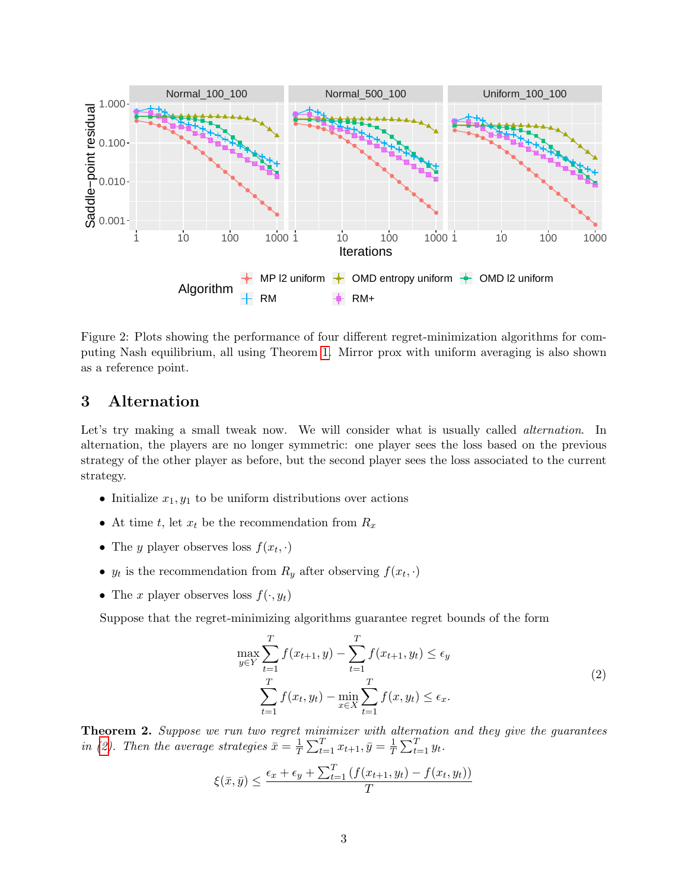Figure 2: Plots showing the performance of four different regret-minimization algorithms for computing Nash equilibrium, all using Theorem 1. Mirror prox with uniform averaging is also shown as a reference point.

## 3 Alternation

Let's try making a small tweak now. We will consider what is usually called *alternation*. In alternation, the players are no longer symmetric: one player sees the loss based on the previous strategy of the other player as before, but the second player sees the loss associated to the current strategy.

- Initialize $x_1, y_1$ to be uniform distributions over actions
- At time $t$, let $x_t$ be the recommendation from $R_x$
- The $y$ player observes loss $f(x_t, \cdot)$
- $y_t$ is the recommendation from $R_y$ after observing $f(x_t, \cdot)$
- The $x$ player observes loss $f(\cdot, y_t)$

Suppose that the regret-minimizing algorithms guarantee regret bounds of the form

$$
\begin{aligned}
\max_{y \in Y} \sum_{t=1}^{T} f(x_{t+1}, y) - \sum_{t=1}^{T} f(x_{t+1}, y_t) &\leq \epsilon_y \\
\sum_{t=1}^{T} f(x_t, y_t) - \min_{x \in X} \sum_{t=1}^{T} f(x, y_t) &\leq \epsilon_x.
\end{aligned}
\tag{2}
$$

**Theorem 2.** *Suppose we run two regret minimizer with alternation and they give the guarantees in (2). Then the average strategies $\bar{x} = \frac{1}{T}\sum_{t=1}^{T} x_{t+1}, \bar{y} = \frac{1}{T}\sum_{t=1}^{T} y_t$.*

$$
\xi(\bar{x}, \bar{y}) \leq \frac{\epsilon_x + \epsilon_y + \sum_{t=1}^{T} \left(f(x_{t+1}, y_t) - f(x_t, y_t)\right)}{T}
$$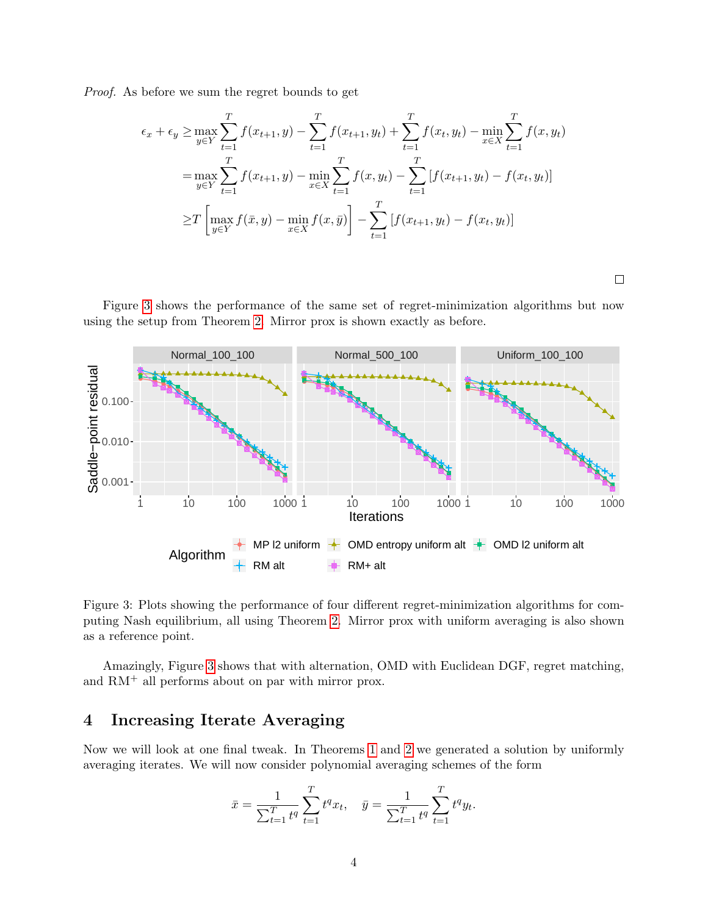*Proof.* As before we sum the regret bounds to get

$$
\begin{aligned}
\epsilon_x + \epsilon_y &\geq \max_{y \in Y} \sum_{t=1}^{T} f(x_{t+1}, y) - \sum_{t=1}^{T} f(x_{t+1}, y_t) + \sum_{t=1}^{T} f(x_t, y_t) - \min_{x \in X} \sum_{t=1}^{T} f(x, y_t) \\
&= \max_{y \in Y} \sum_{t=1}^{T} f(x_{t+1}, y) - \min_{x \in X} \sum_{t=1}^{T} f(x, y_t) - \sum_{t=1}^{T} [f(x_{t+1}, y_t) - f(x_t, y_t)] \\
&\geq T \left[ \max_{y \in Y} f(\bar{x}, y) - \min_{x \in X} f(x, \bar{y}) \right] - \sum_{t=1}^{T} [f(x_{t+1}, y_t) - f(x_t, y_t)]
\end{aligned}
$$

□

Figure 3 shows the performance of the same set of regret-minimization algorithms but now using the setup from Theorem 2. Mirror prox is shown exactly as before.

Figure 3: Plots showing the performance of four different regret-minimization algorithms for computing Nash equilibrium, all using Theorem 2. Mirror prox with uniform averaging is also shown as a reference point.

Amazingly, Figure 3 shows that with alternation, OMD with Euclidean DGF, regret matching, and RM$^+$ all performs about on par with mirror prox.

## 4 Increasing Iterate Averaging

Now we will look at one final tweak. In Theorems 1 and 2 we generated a solution by uniformly averaging iterates. We will now consider polynomial averaging schemes of the form

$$
\bar{x} = \frac{1}{\sum_{t=1}^{T} t^q} \sum_{t=1}^{T} t^q x_t, \quad \bar{y} = \frac{1}{\sum_{t=1}^{T} t^q} \sum_{t=1}^{T} t^q y_t.
$$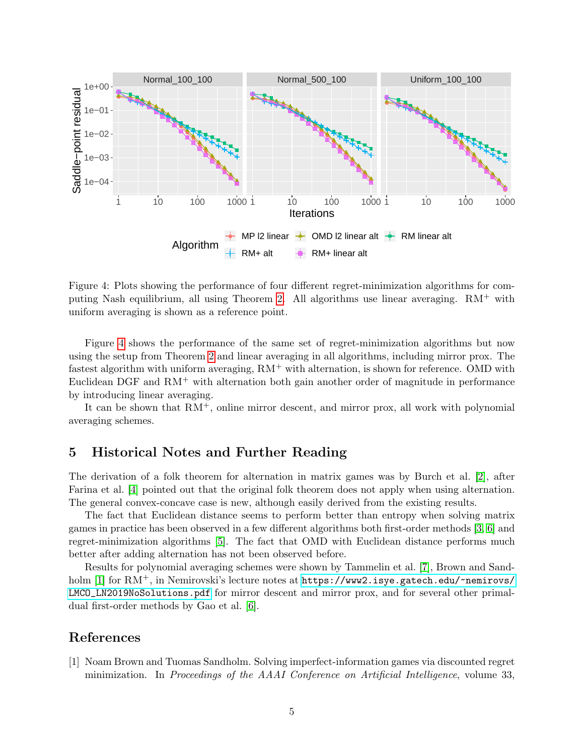Figure 4: Plots showing the performance of four different regret-minimization algorithms for computing Nash equilibrium, all using Theorem 2. All algorithms use linear averaging. RM$^+$ with uniform averaging is shown as a reference point.

Figure 4 shows the performance of the same set of regret-minimization algorithms but now using the setup from Theorem 2 and linear averaging in all algorithms, including mirror prox. The fastest algorithm with uniform averaging, RM$^+$ with alternation, is shown for reference. OMD with Euclidean DGF and RM$^+$ with alternation both gain another order of magnitude in performance by introducing linear averaging.

It can be shown that RM$^+$, online mirror descent, and mirror prox, all work with polynomial averaging schemes.

## 5 Historical Notes and Further Reading

The derivation of a folk theorem for alternation in matrix games was by Burch et al. [2], after Farina et al. [4] pointed out that the original folk theorem does not apply when using alternation. The general convex-concave case is new, although easily derived from the existing results.

The fact that Euclidean distance seems to perform better than entropy when solving matrix games in practice has been observed in a few different algorithms both first-order methods [3, 6] and regret-minimization algorithms [5]. The fact that OMD with Euclidean distance performs much better after adding alternation has not been observed before.

Results for polynomial averaging schemes were shown by Tammelin et al. [7], Brown and Sandholm [1] for RM$^+$, in Nemirovski's lecture notes at https://www2.isye.gatech.edu/~nemirovs/LMCO_LN2019NoSolutions.pdf for mirror descent and mirror prox, and for several other primal-dual first-order methods by Gao et al. [6].

## References

[1] Noam Brown and Tuomas Sandholm. Solving imperfect-information games via discounted regret minimization. In *Proceedings of the AAAI Conference on Artificial Intelligence*, volume 33,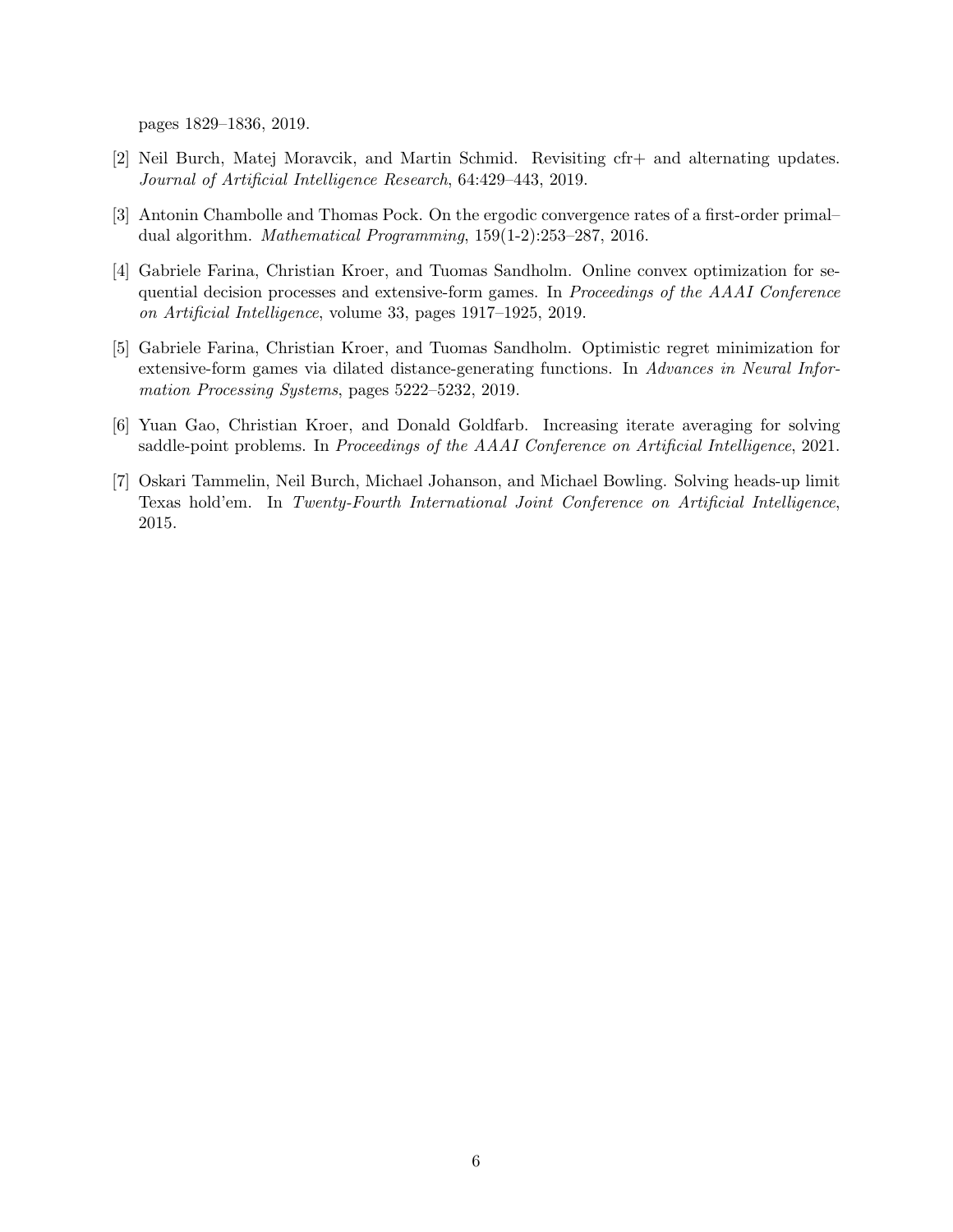pages 1829–1836, 2019.

[2] Neil Burch, Matej Moravcik, and Martin Schmid. Revisiting cfr+ and alternating updates. *Journal of Artificial Intelligence Research*, 64:429–443, 2019.

[3] Antonin Chambolle and Thomas Pock. On the ergodic convergence rates of a first-order primal–dual algorithm. *Mathematical Programming*, 159(1-2):253–287, 2016.

[4] Gabriele Farina, Christian Kroer, and Tuomas Sandholm. Online convex optimization for sequential decision processes and extensive-form games. In *Proceedings of the AAAI Conference on Artificial Intelligence*, volume 33, pages 1917–1925, 2019.

[5] Gabriele Farina, Christian Kroer, and Tuomas Sandholm. Optimistic regret minimization for extensive-form games via dilated distance-generating functions. In *Advances in Neural Information Processing Systems*, pages 5222–5232, 2019.

[6] Yuan Gao, Christian Kroer, and Donald Goldfarb. Increasing iterate averaging for solving saddle-point problems. In *Proceedings of the AAAI Conference on Artificial Intelligence*, 2021.

[7] Oskari Tammelin, Neil Burch, Michael Johanson, and Michael Bowling. Solving heads-up limit Texas hold'em. In *Twenty-Fourth International Joint Conference on Artificial Intelligence*, 2015.